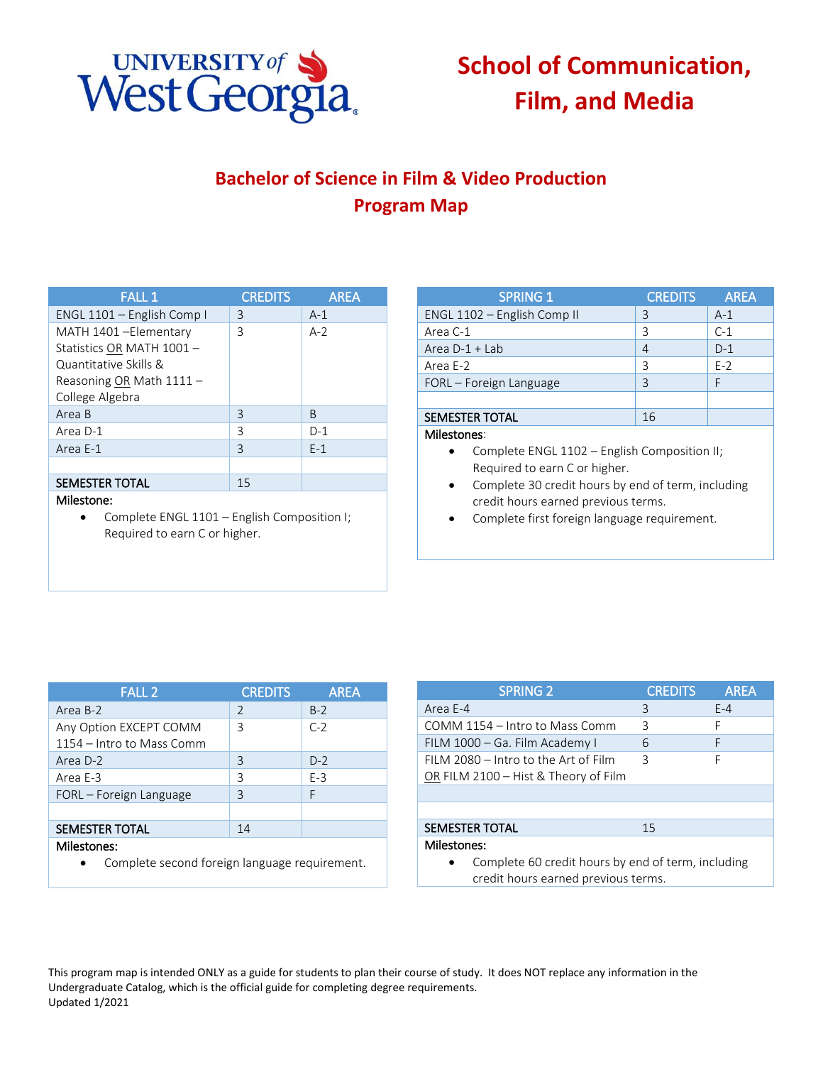# School of Communication, Film, and Media

## Bachelor of Science in Film & Video Production Program Map

| FALL 1 | CREDITS | AREA |
|---|---|---|
| ENGL 1101 – English Comp I | 3 | A-1 |
| MATH 1401 –Elementary Statistics OR MATH 1001 – Quantitative Skills & Reasoning OR Math 1111 – College Algebra | 3 | A-2 |
| Area B | 3 | B |
| Area D-1 | 3 | D-1 |
| Area E-1 | 3 | E-1 |
| | | |
| SEMESTER TOTAL | 15 | |

Milestone:

- Complete ENGL 1101 – English Composition I; Required to earn C or higher.

| SPRING 1 | CREDITS | AREA |
|---|---|---|
| ENGL 1102 – English Comp II | 3 | A-1 |
| Area C-1 | 3 | C-1 |
| Area D-1 + Lab | 4 | D-1 |
| Area E-2 | 3 | E-2 |
| FORL – Foreign Language | 3 | F |
| | | |
| SEMESTER TOTAL | 16 | |

Milestones:

- Complete ENGL 1102 – English Composition II; Required to earn C or higher.
- Complete 30 credit hours by end of term, including credit hours earned previous terms.
- Complete first foreign language requirement.

| FALL 2 | CREDITS | AREA |
|---|---|---|
| Area B-2 | 2 | B-2 |
| Any Option EXCEPT COMM 1154 – Intro to Mass Comm | 3 | C-2 |
| Area D-2 | 3 | D-2 |
| Area E-3 | 3 | E-3 |
| FORL – Foreign Language | 3 | F |
| | | |
| SEMESTER TOTAL | 14 | |

Milestones:

- Complete second foreign language requirement.

| SPRING 2 | CREDITS | AREA |
|---|---|---|
| Area E-4 | 3 | E-4 |
| COMM 1154 – Intro to Mass Comm | 3 | F |
| FILM 1000 – Ga. Film Academy I | 6 | F |
| FILM 2080 – Intro to the Art of Film OR FILM 2100 – Hist & Theory of Film | 3 | F |
| | | |
| | | |
| SEMESTER TOTAL | 15 | |

Milestones:

- Complete 60 credit hours by end of term, including credit hours earned previous terms.

This program map is intended ONLY as a guide for students to plan their course of study. It does NOT replace any information in the Undergraduate Catalog, which is the official guide for completing degree requirements.
Updated 1/2021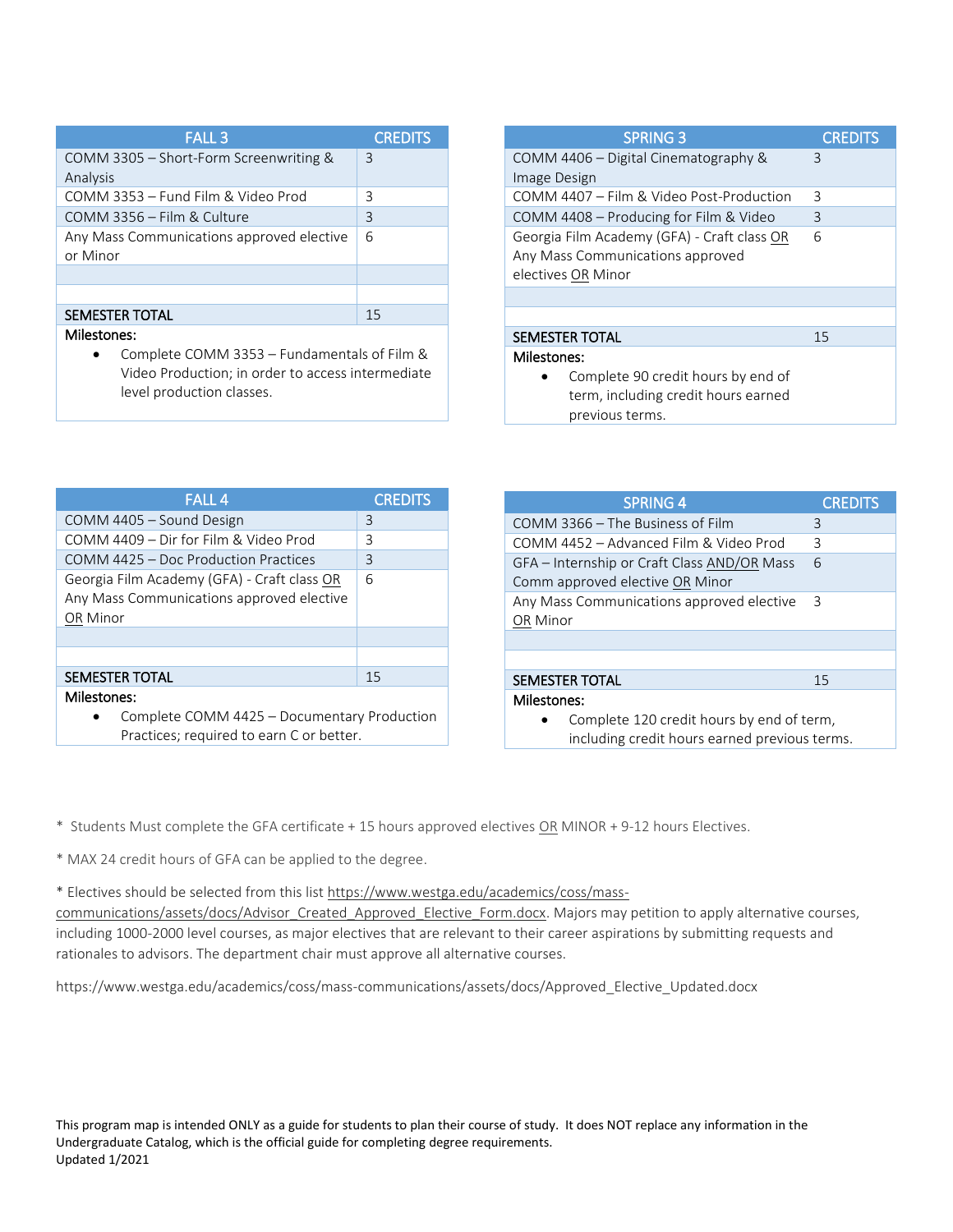| FALL 3 | CREDITS |
|---|---|
| COMM 3305 – Short-Form Screenwriting & Analysis | 3 |
| COMM 3353 – Fund Film & Video Prod | 3 |
| COMM 3356 – Film & Culture | 3 |
| Any Mass Communications approved elective or Minor | 6 |
| | |
| | |
| SEMESTER TOTAL | 15 |

Milestones:

- Complete COMM 3353 – Fundamentals of Film & Video Production; in order to access intermediate level production classes.

| SPRING 3 | CREDITS |
|---|---|
| COMM 4406 – Digital Cinematography & Image Design | 3 |
| COMM 4407 – Film & Video Post-Production | 3 |
| COMM 4408 – Producing for Film & Video | 3 |
| Georgia Film Academy (GFA) - Craft class OR Any Mass Communications approved electives OR Minor | 6 |
| | |
| | |
| SEMESTER TOTAL | 15 |

Milestones:

- Complete 90 credit hours by end of term, including credit hours earned previous terms.

| FALL 4 | CREDITS |
|---|---|
| COMM 4405 – Sound Design | 3 |
| COMM 4409 – Dir for Film & Video Prod | 3 |
| COMM 4425 – Doc Production Practices | 3 |
| Georgia Film Academy (GFA) - Craft class OR Any Mass Communications approved elective OR Minor | 6 |
| | |
| | |
| SEMESTER TOTAL | 15 |

Milestones:

- Complete COMM 4425 – Documentary Production Practices; required to earn C or better.

| SPRING 4 | CREDITS |
|---|---|
| COMM 3366 – The Business of Film | 3 |
| COMM 4452 – Advanced Film & Video Prod | 3 |
| GFA – Internship or Craft Class AND/OR Mass Comm approved elective OR Minor | 6 |
| Any Mass Communications approved elective OR Minor | 3 |
| | |
| | |
| SEMESTER TOTAL | 15 |

Milestones:

- Complete 120 credit hours by end of term, including credit hours earned previous terms.

* Students Must complete the GFA certificate + 15 hours approved electives OR MINOR + 9-12 hours Electives.

* MAX 24 credit hours of GFA can be applied to the degree.

* Electives should be selected from this list https://www.westga.edu/academics/coss/mass-communications/assets/docs/Advisor_Created_Approved_Elective_Form.docx. Majors may petition to apply alternative courses, including 1000-2000 level courses, as major electives that are relevant to their career aspirations by submitting requests and rationales to advisors. The department chair must approve all alternative courses.

https://www.westga.edu/academics/coss/mass-communications/assets/docs/Approved_Elective_Updated.docx

This program map is intended ONLY as a guide for students to plan their course of study. It does NOT replace any information in the Undergraduate Catalog, which is the official guide for completing degree requirements.
Updated 1/2021